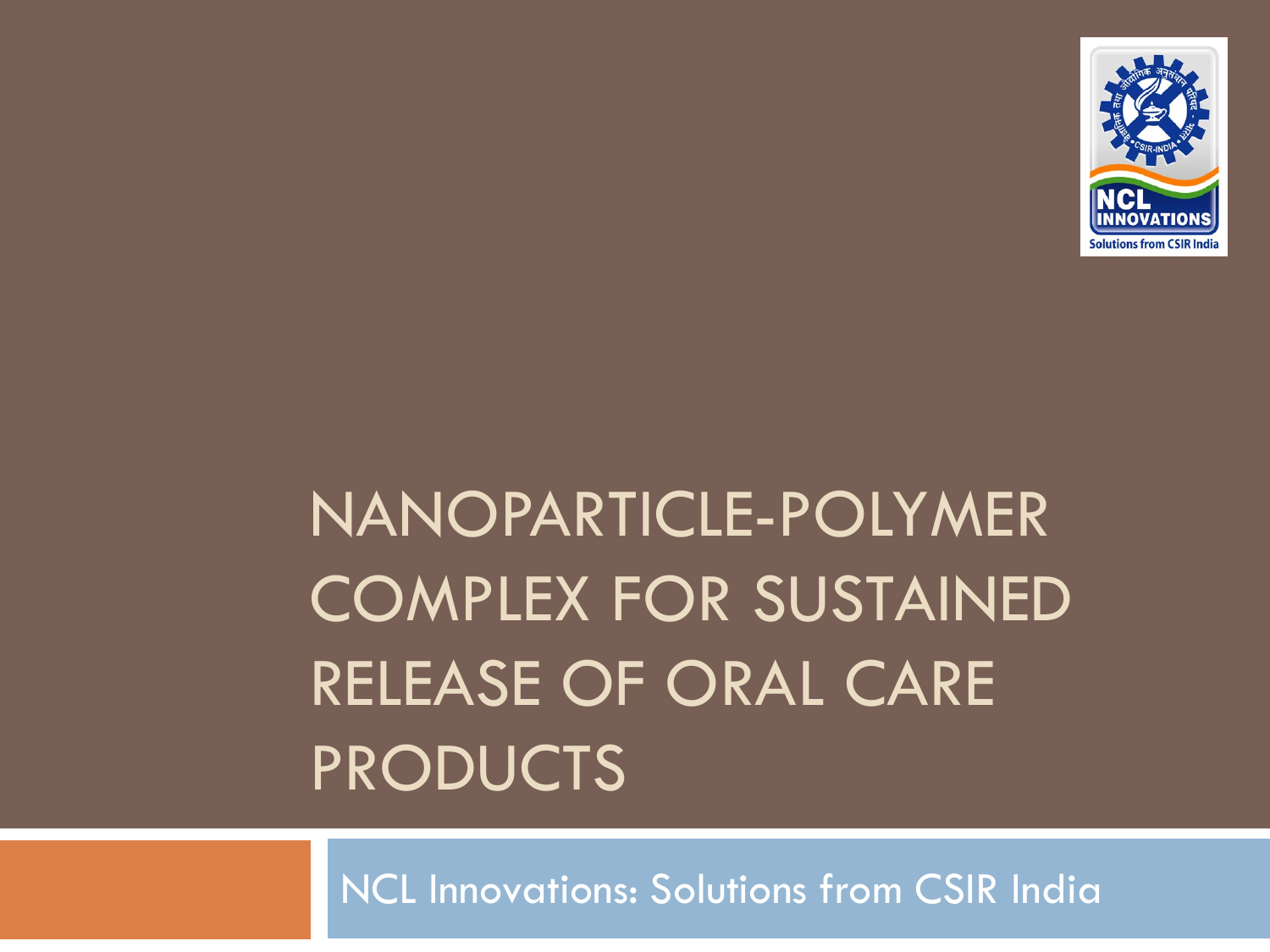# NANOPARTICLE-POLYMER COMPLEX FOR SUSTAINED RELEASE OF ORAL CARE PRODUCTS

NCL Innovations: Solutions from CSIR India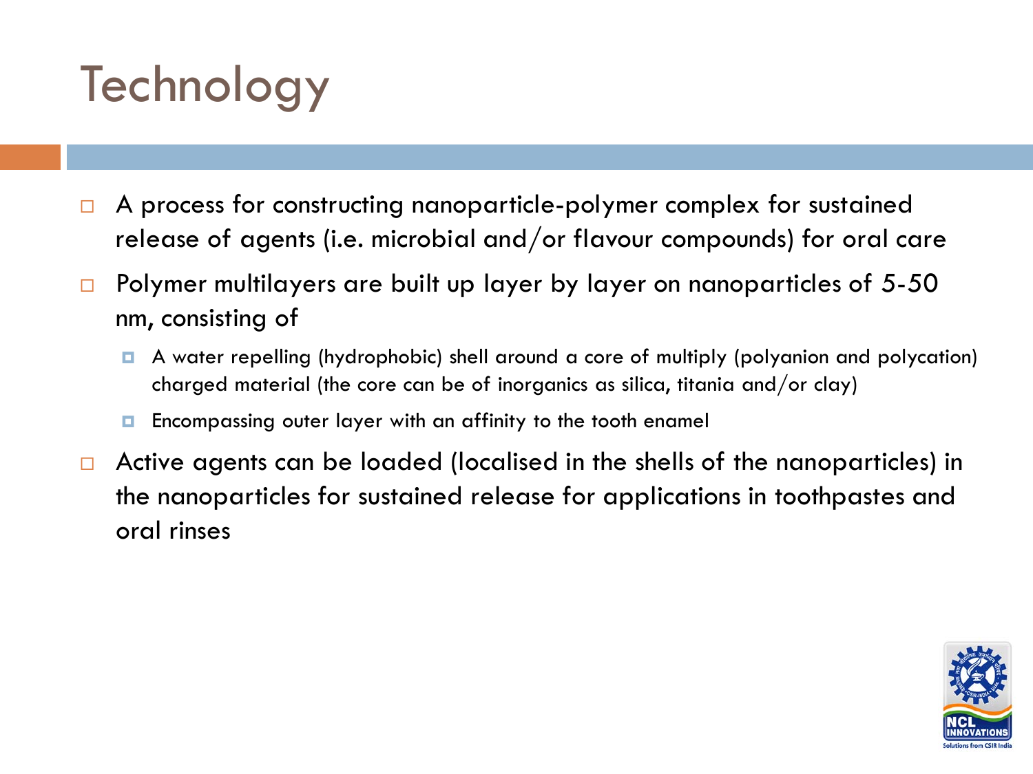# Technology

- A process for constructing nanoparticle-polymer complex for sustained release of agents (i.e. microbial and/or flavour compounds) for oral care
- Polymer multilayers are built up layer by layer on nanoparticles of 5-50 nm, consisting of
  - A water repelling (hydrophobic) shell around a core of multiply (polyanion and polycation) charged material (the core can be of inorganics as silica, titania and/or clay)
  - Encompassing outer layer with an affinity to the tooth enamel
- Active agents can be loaded (localised in the shells of the nanoparticles) in the nanoparticles for sustained release for applications in toothpastes and oral rinses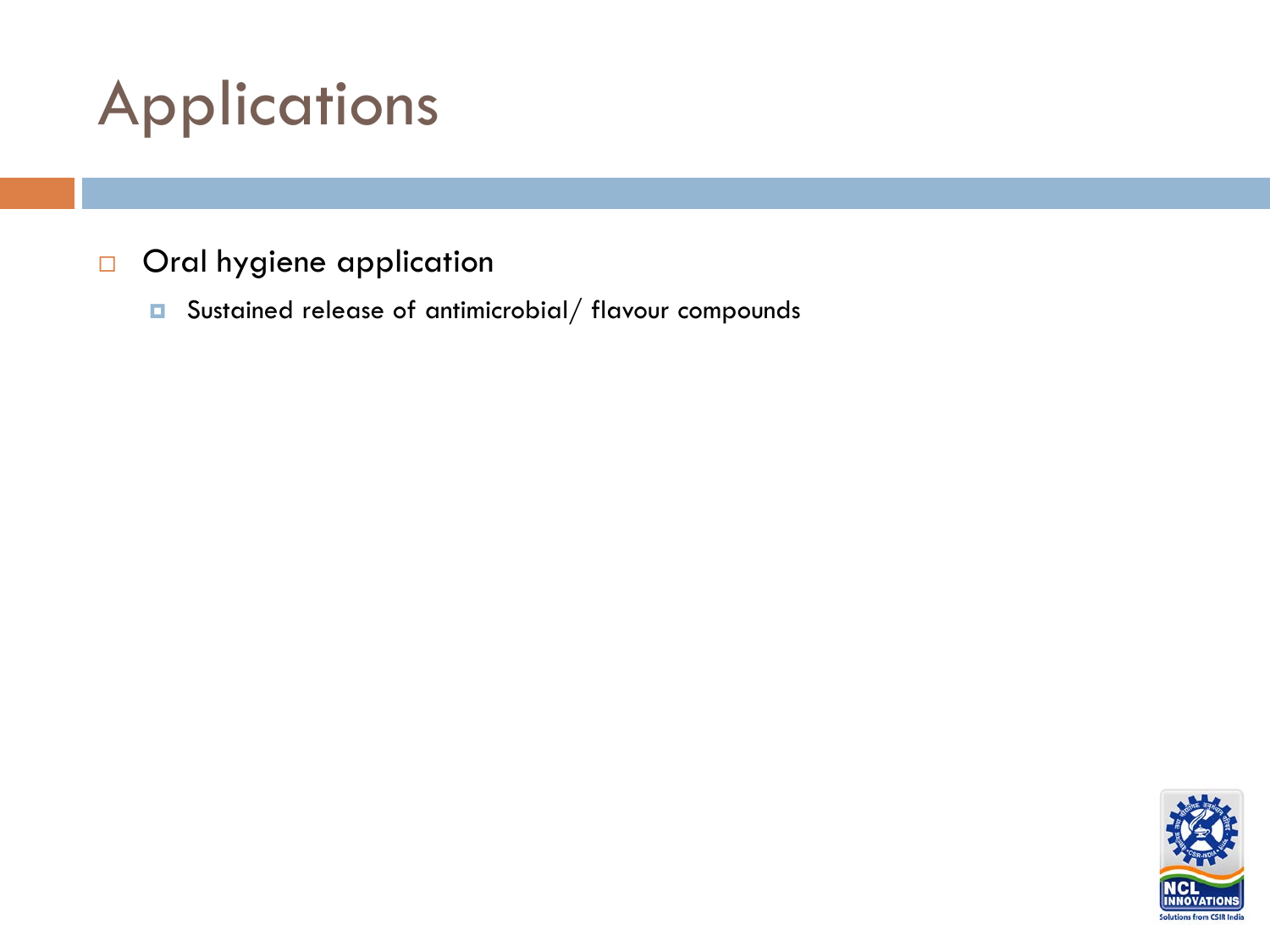# Applications

- Oral hygiene application
  - Sustained release of antimicrobial/ flavour compounds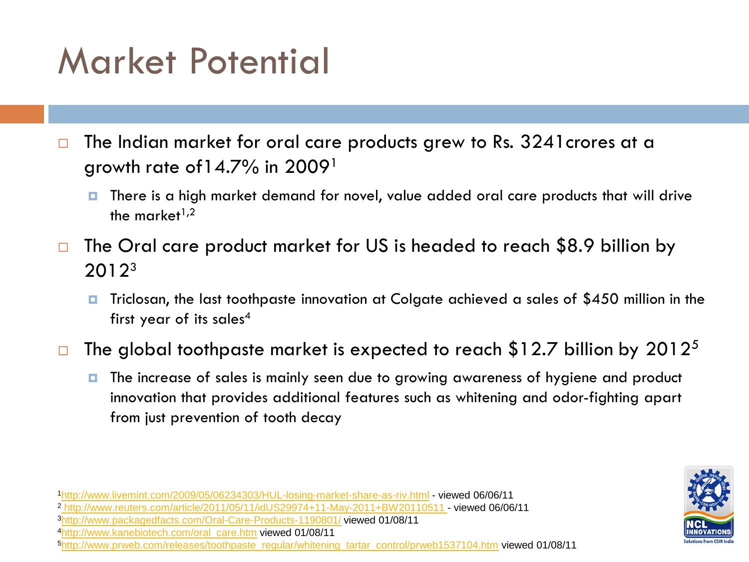# Market Potential

- The Indian market for oral care products grew to Rs. 3241crores at a growth rate of14.7% in 2009[1]
  - There is a high market demand for novel, value added oral care products that will drive the market[1,2]
- The Oral care product market for US is headed to reach $8.9 billion by 2012[3]
  - Triclosan, the last toothpaste innovation at Colgate achieved a sales of $450 million in the first year of its sales[4]
- The global toothpaste market is expected to reach $12.7 billion by 2012[5]
  - The increase of sales is mainly seen due to growing awareness of hygiene and product innovation that provides additional features such as whitening and odor-fighting apart from just prevention of tooth decay

[1]http://www.livemint.com/2009/05/06234303/HUL-losing-market-share-as-riv.html - viewed 06/06/11
[2] http://www.reuters.com/article/2011/05/11/idUS29974+11-May-2011+BW20110511 - viewed 06/06/11
[3]http://www.packagedfacts.com/Oral-Care-Products-1190801/ viewed 01/08/11
[4]http://www.kanebiotech.com/oral_care.htm viewed 01/08/11
[5]http://www.prweb.com/releases/toothpaste_regular/whitening_tartar_control/prweb1537104.htm viewed 01/08/11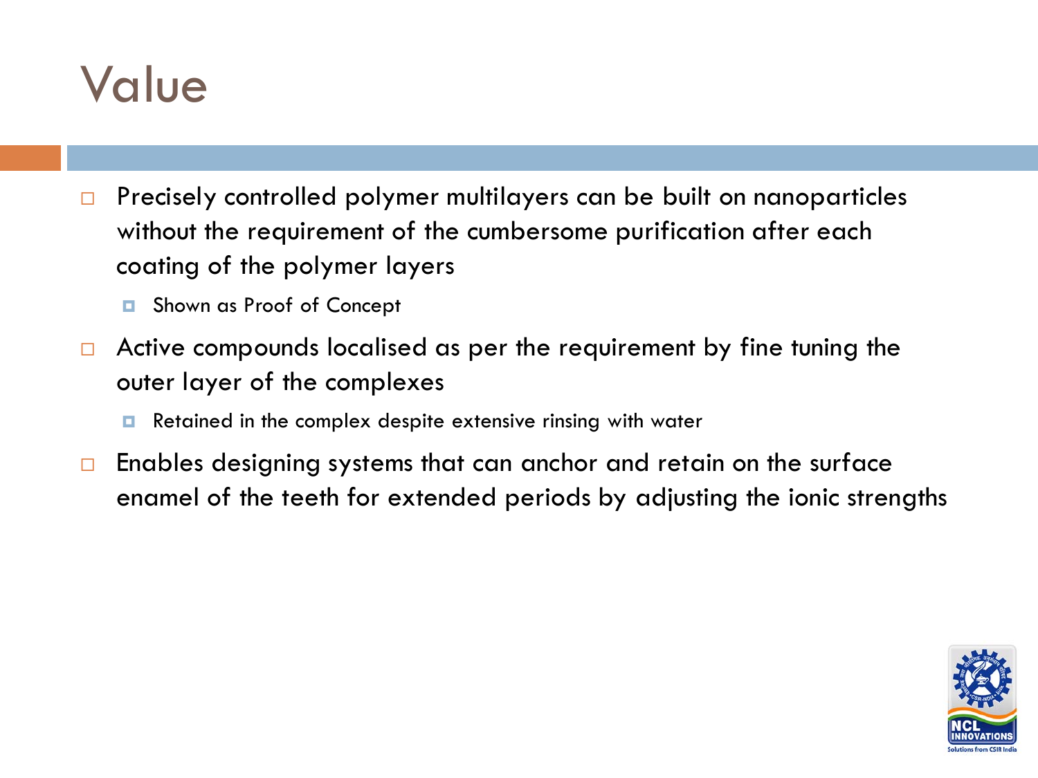# Value

- Precisely controlled polymer multilayers can be built on nanoparticles without the requirement of the cumbersome purification after each coating of the polymer layers
  - Shown as Proof of Concept
- Active compounds localised as per the requirement by fine tuning the outer layer of the complexes
  - Retained in the complex despite extensive rinsing with water
- Enables designing systems that can anchor and retain on the surface enamel of the teeth for extended periods by adjusting the ionic strengths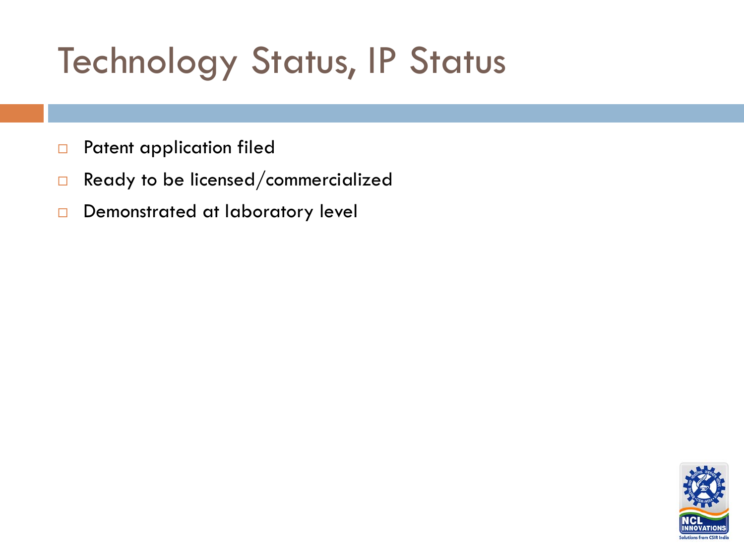# Technology Status, IP Status

- Patent application filed
- Ready to be licensed/commercialized
- Demonstrated at laboratory level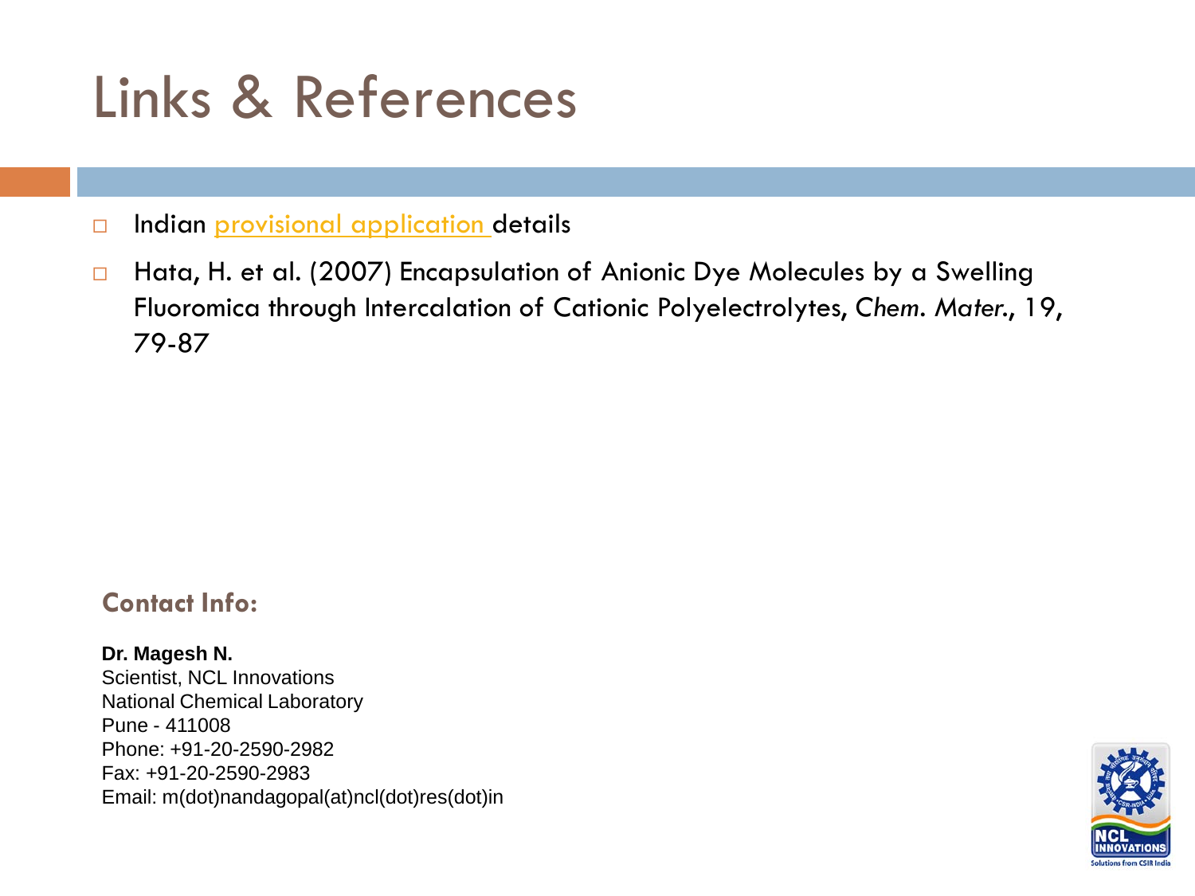# Links & References

- Indian provisional application details
- Hata, H. et al. (2007) Encapsulation of Anionic Dye Molecules by a Swelling Fluoromica through Intercalation of Cationic Polyelectrolytes, *Chem. Mater.*, 19, 79-87

**Contact Info:**

**Dr. Magesh N.**
Scientist, NCL Innovations
National Chemical Laboratory
Pune - 411008
Phone: +91-20-2590-2982
Fax: +91-20-2590-2983
Email: m(dot)nandagopal(at)ncl(dot)res(dot)in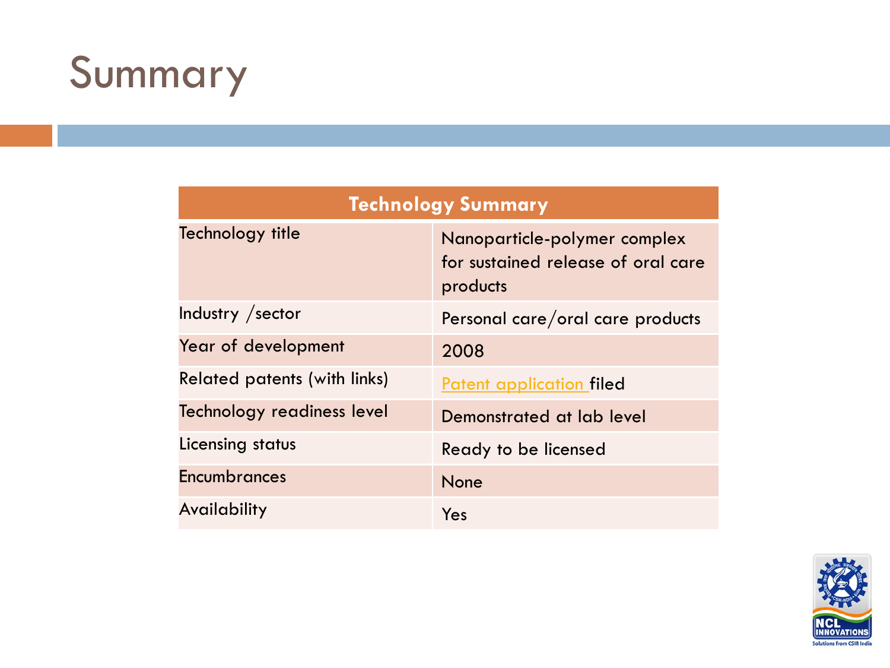# Summary

| Technology Summary | |
|---|---|
| Technology title | Nanoparticle-polymer complex for sustained release of oral care products |
| Industry /sector | Personal care/oral care products |
| Year of development | 2008 |
| Related patents (with links) | Patent application filed |
| Technology readiness level | Demonstrated at lab level |
| Licensing status | Ready to be licensed |
| Encumbrances | None |
| Availability | Yes |